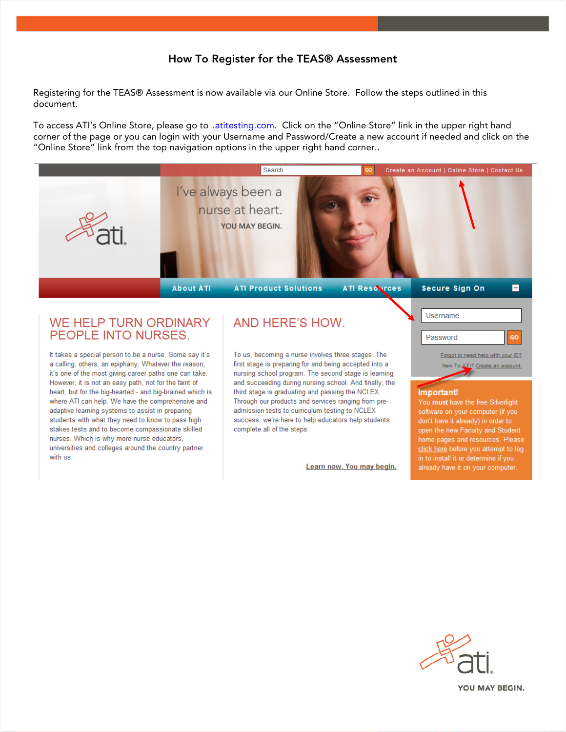# How To Register for the TEAS® Assessment

Registering for the TEAS® Assessment is now available via our Online Store. Follow the steps outlined in this document.

To access ATI's Online Store, please go to .atitesting.com. Click on the "Online Store" link in the upper right hand corner of the page or you can login with your Username and Password/Create a new account if needed and click on the "Online Store" link from the top navigation options in the upper right hand corner..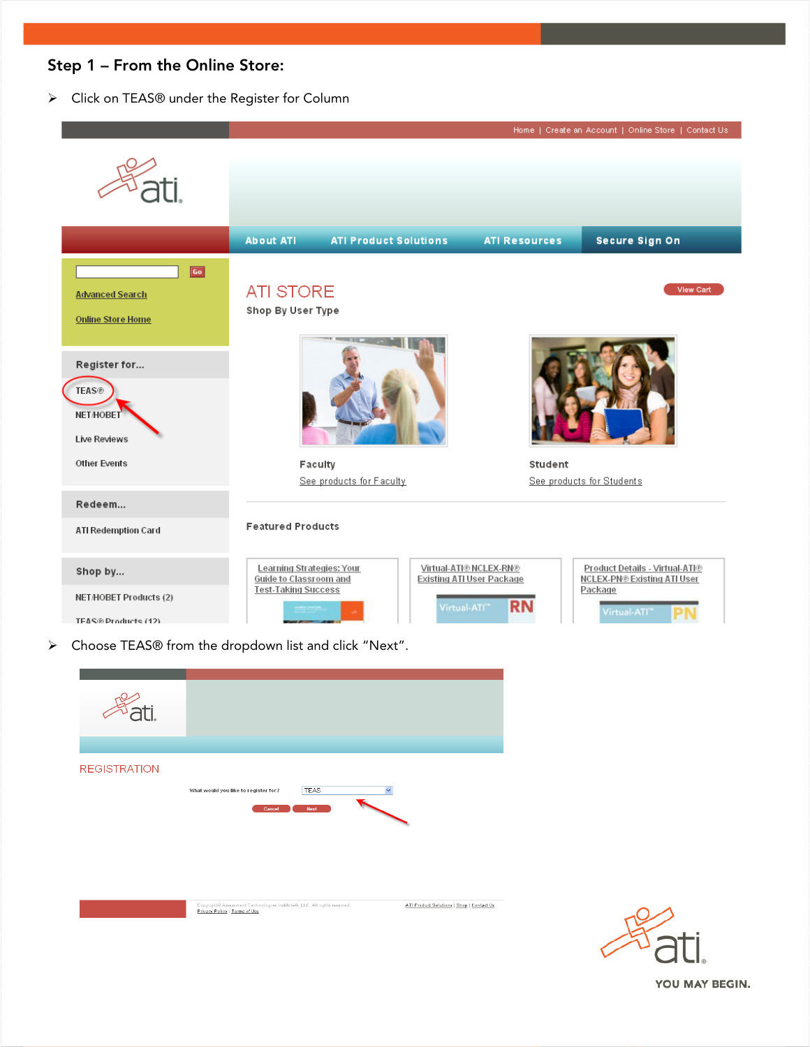## Step 1 – From the Online Store:

- Click on TEAS® under the Register for Column

- Choose TEAS® from the dropdown list and click "Next".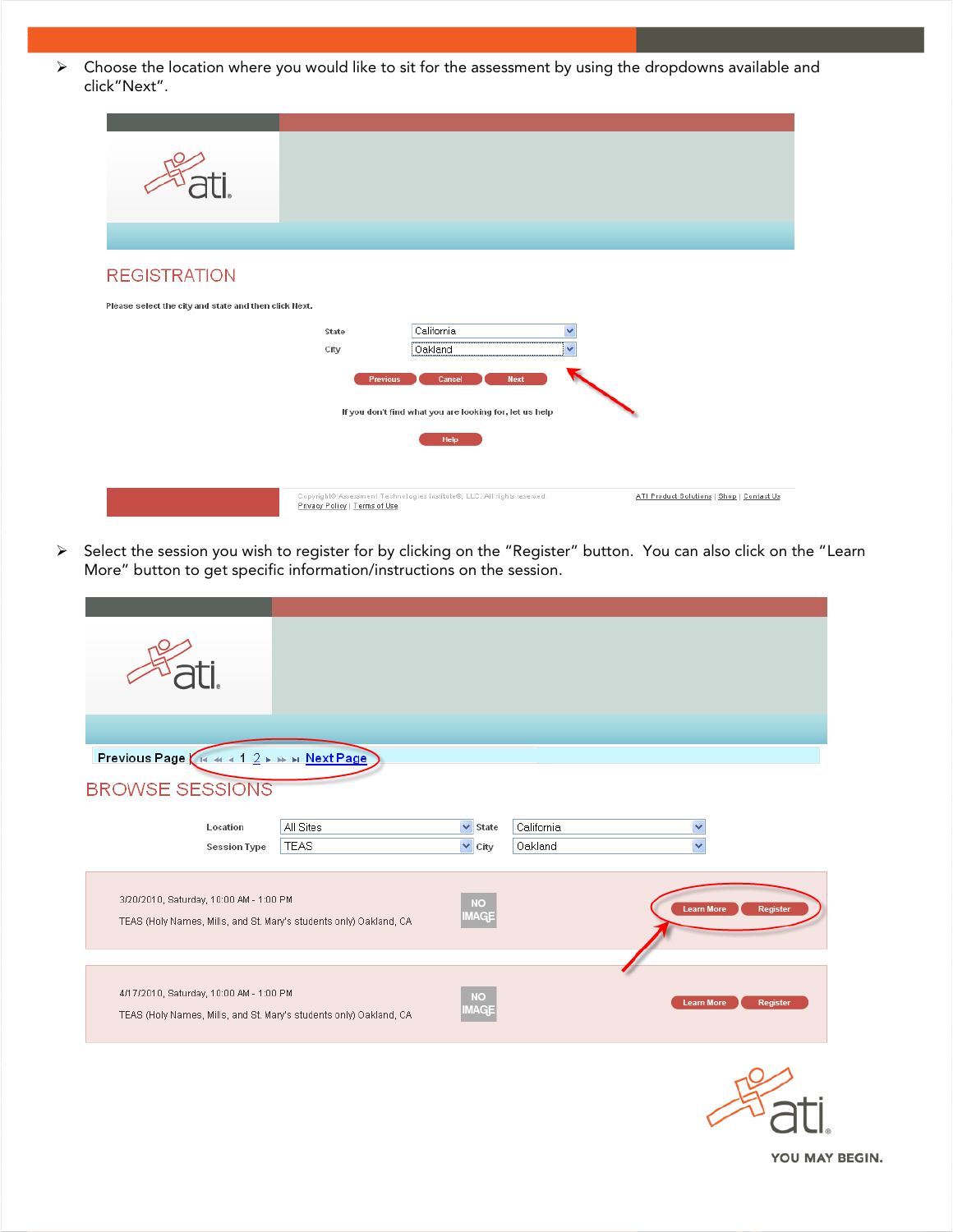- Choose the location where you would like to sit for the assessment by using the dropdowns available and click"Next".

REGISTRATION

Please select the city and state and then click Next.

State: California

City: Oakland

Previous | Cancel | Next

If you don't find what you are looking for, let us help

Help

Copyright© Assessment Technologies Institute®, LLC. All rights reserved.
Privacy Policy | Terms of Use

ATI Product Solutions | Shop | Contact Us

- Select the session you wish to register for by clicking on the "Register" button. You can also click on the "Learn More" button to get specific information/instructions on the session.

Previous Page | 1 2 Next Page

BROWSE SESSIONS

Location: All Sites | State: California

Session Type: TEAS | City: Oakland

3/20/2010, Saturday, 10:00 AM - 1:00 PM
TEAS (Holy Names, Mills, and St. Mary's students only) Oakland, CA
Learn More | Register

4/17/2010, Saturday, 10:00 AM - 1:00 PM
TEAS (Holy Names, Mills, and St. Mary's students only) Oakland, CA
Learn More | Register

YOU MAY BEGIN.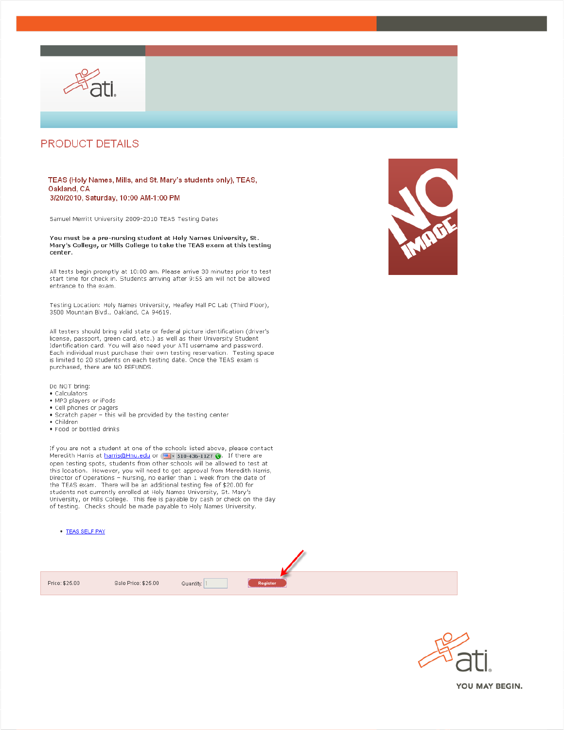## PRODUCT DETAILS

**TEAS (Holy Names, Mills, and St. Mary's students only), TEAS, Oakland, CA**
**3/20/2010, Saturday, 10:00 AM-1:00 PM**

Samuel Merritt University 2009-2010 TEAS Testing Dates

**You must be a pre-nursing student at Holy Names University, St. Mary's College, or Mills College to take the TEAS exam at this testing center.**

All tests begin promptly at 10:00 am. Please arrive 30 minutes prior to test start time for check in. Students arriving after 9:55 am will not be allowed entrance to the exam.

Testing Location: Holy Names University, Heafey Hall PC Lab (Third Floor), 3500 Mountain Blvd., Oakland, CA 94619.

All testers should bring valid state or federal picture identification (driver's license, passport, green card, etc.) as well as their University Student Identification card. You will also need your ATI username and password. Each individual must purchase their own testing reservation. Testing space is limited to 20 students on each testing date. Once the TEAS exam is purchased, there are NO REFUNDS.

Do NOT bring:

- Calculators
- MP3 players or iPods
- Cell phones or pagers
- Scratch paper – this will be provided by the testing center
- Children
- Food or bottled drinks

If you are not a student at one of the schools listed above, please contact Meredith Harris at harris@Hnu.edu or 510-436-1127. If there are open testing spots, students from other schools will be allowed to test at this location. However, you will need to get approval from Meredith Harris, Director of Operations – Nursing, no earlier than 1 week from the date of the TEAS exam. There will be an additional testing fee of $20.00 for students not currently enrolled at Holy Names University, St. Mary's University, or Mills College. This fee is payable by cash or check on the day of testing. Checks should be made payable to Holy Names University.

- TEAS SELF PAY

Price: $25.00 Sale Price: $25.00 Quantity: 1 Register

YOU MAY BEGIN.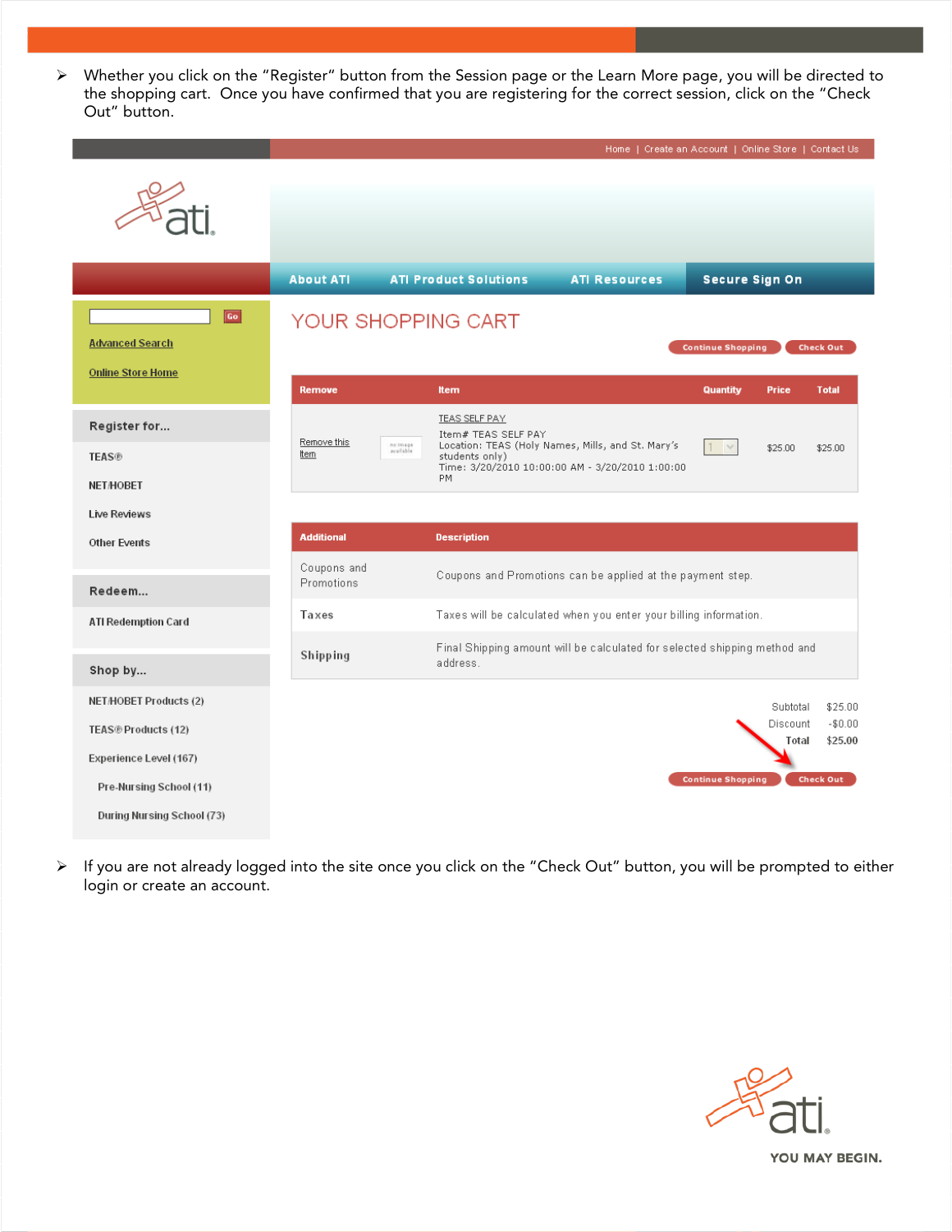- Whether you click on the "Register" button from the Session page or the Learn More page, you will be directed to the shopping cart. Once you have confirmed that you are registering for the correct session, click on the "Check Out" button.

- If you are not already logged into the site once you click on the "Check Out" button, you will be prompted to either login or create an account.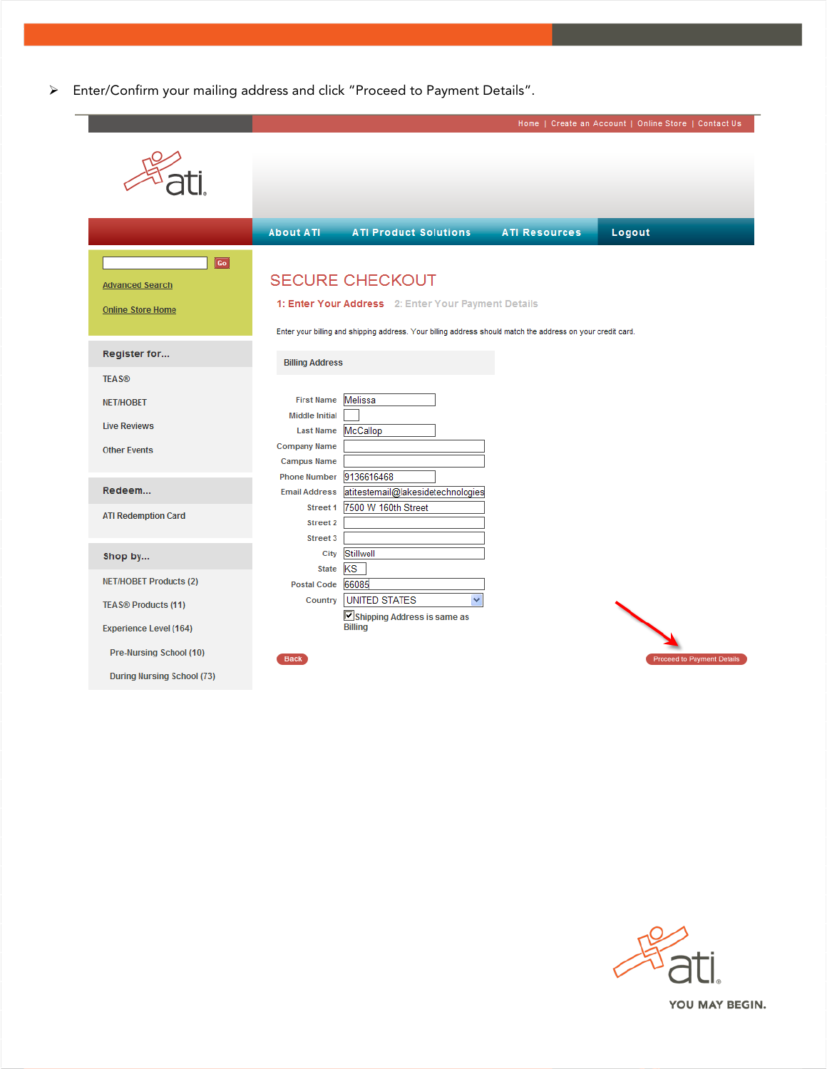- Enter/Confirm your mailing address and click "Proceed to Payment Details".

Home | Create an Account | Online Store | Contact Us

About ATI | ATI Product Solutions | ATI Resources | Logout

Go

Advanced Search

Online Store Home

**Register for...**

TEAS®

NET/HOBET

Live Reviews

Other Events

**Redeem...**

ATI Redemption Card

**Shop by...**

NET/HOBET Products (2)

TEAS® Products (11)

Experience Level (164)

Pre-Nursing School (10)

During Nursing School (73)

## SECURE CHECKOUT

**1: Enter Your Address** 2: Enter Your Payment Details

Enter your billing and shipping address. Your billing address should match the address on your credit card.

**Billing Address**

| Field | Value |
|---|---|
| First Name | Melissa |
| Middle Initial | |
| Last Name | McCallop |
| Company Name | |
| Campus Name | |
| Phone Number | 9136616468 |
| Email Address | atitestemail@lakesidetechnologies |
| Street 1 | 7500 W 160th Street |
| Street 2 | |
| Street 3 | |
| City | Stillwell |
| State | KS |
| Postal Code | 66085 |
| Country | UNITED STATES |

☑ Shipping Address is same as Billing

Back | Proceed to Payment Details

YOU MAY BEGIN.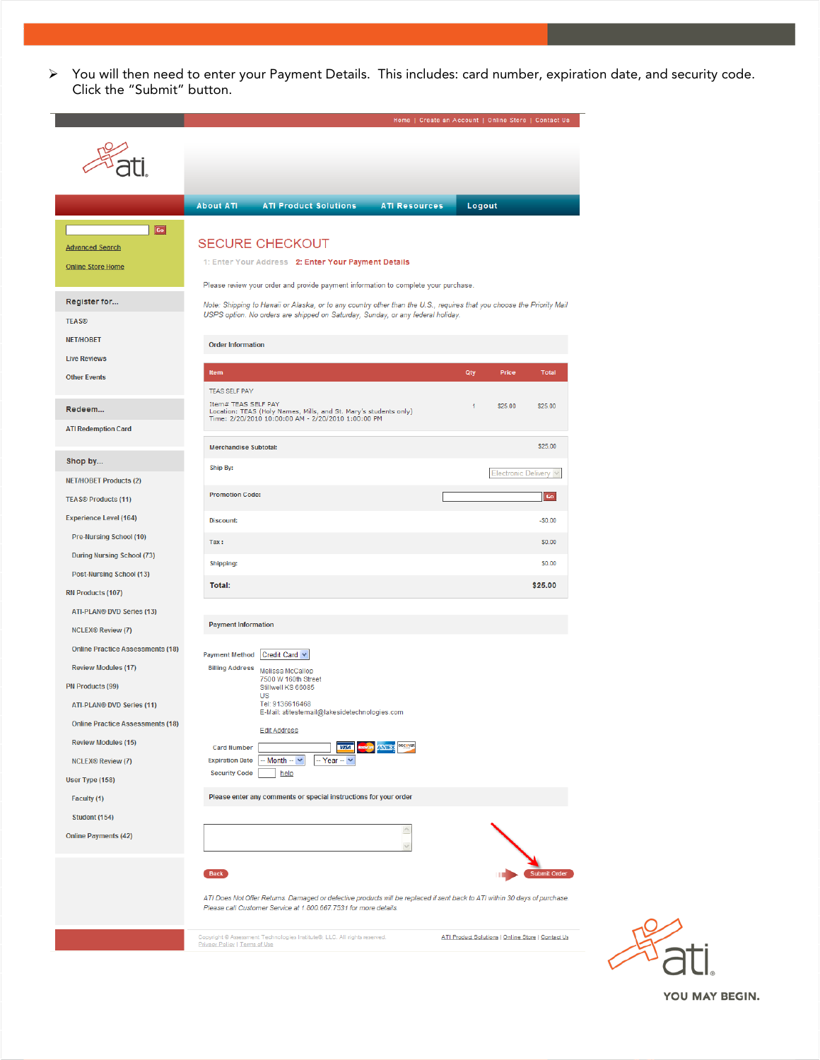- You will then need to enter your Payment Details. This includes: card number, expiration date, and security code. Click the "Submit" button.

Home | Create an Account | Online Store | Contact Us

About ATI | ATI Product Solutions | ATI Resources | Logout

Advanced Search

Online Store Home

**Register for...**

TEAS®

NET/HOBET

Live Reviews

Other Events

**Redeem...**

ATI Redemption Card

**Shop by...**

NET/HOBET Products (2)

TEAS® Products (11)

Experience Level (164)

Pre-Nursing School (10)

During Nursing School (73)

Post-Nursing School (13)

RN Products (107)

ATI-PLAN® DVD Series (13)

NCLEX® Review (7)

Online Practice Assessments (18)

Review Modules (17)

PN Products (99)

ATI-PLAN® DVD Series (11)

Online Practice Assessments (18)

Review Modules (15)

NCLEX® Review (7)

User Type (158)

Faculty (1)

Student (154)

Online Payments (42)

## SECURE CHECKOUT

1: Enter Your Address 2: Enter Your Payment Details

Please review your order and provide payment information to complete your purchase.

*Note: Shipping to Hawaii or Alaska, or to any country other than the U.S., requires that you choose the Priority Mail USPS option. No orders are shipped on Saturday, Sunday, or any federal holiday.*

**Order Information**

| Item | Qty | Price | Total |
|---|---|---|---|
| TEAS SELF PAY<br>Item# TEAS SELF PAY<br>Location: TEAS (Holy Names, Mills, and St. Mary's students only)<br>Time: 2/20/2010 10:00:00 AM - 2/20/2010 1:00:00 PM | 1 | $25.00 | $25.00 |

| | |
|---|---|
| Merchandise Subtotal: | $25.00 |
| Ship By: | Electronic Delivery |
| Promotion Code: | |
| Discount: | -$0.00 |
| Tax: | $0.00 |
| Shipping: | $0.00 |
| **Total:** | **$25.00** |

**Payment Information**

Payment Method: Credit Card

Billing Address:
Melissa McCalop
7500 W 160th Street
Stillwell KS 66085
US
Tel: 9136616468
E-Mail: atitestemail@lakesidetechnologies.com

Edit Address

Card Number

Expiration Date: -- Month -- / -- Year --

Security Code: help

Please enter any comments or special instructions for your order

Back | Submit Order

*ATI Does Not Offer Returns. Damaged or defective products will be replaced if sent back to ATI within 30 days of purchase. Please call Customer Service at 1.800.667.7531 for more details.*

Copyright © Assessment Technologies Institute®, LLC. All rights reserved.
Privacy Policy | Terms of Use

ATI Product Solutions | Online Store | Contact Us

YOU MAY BEGIN.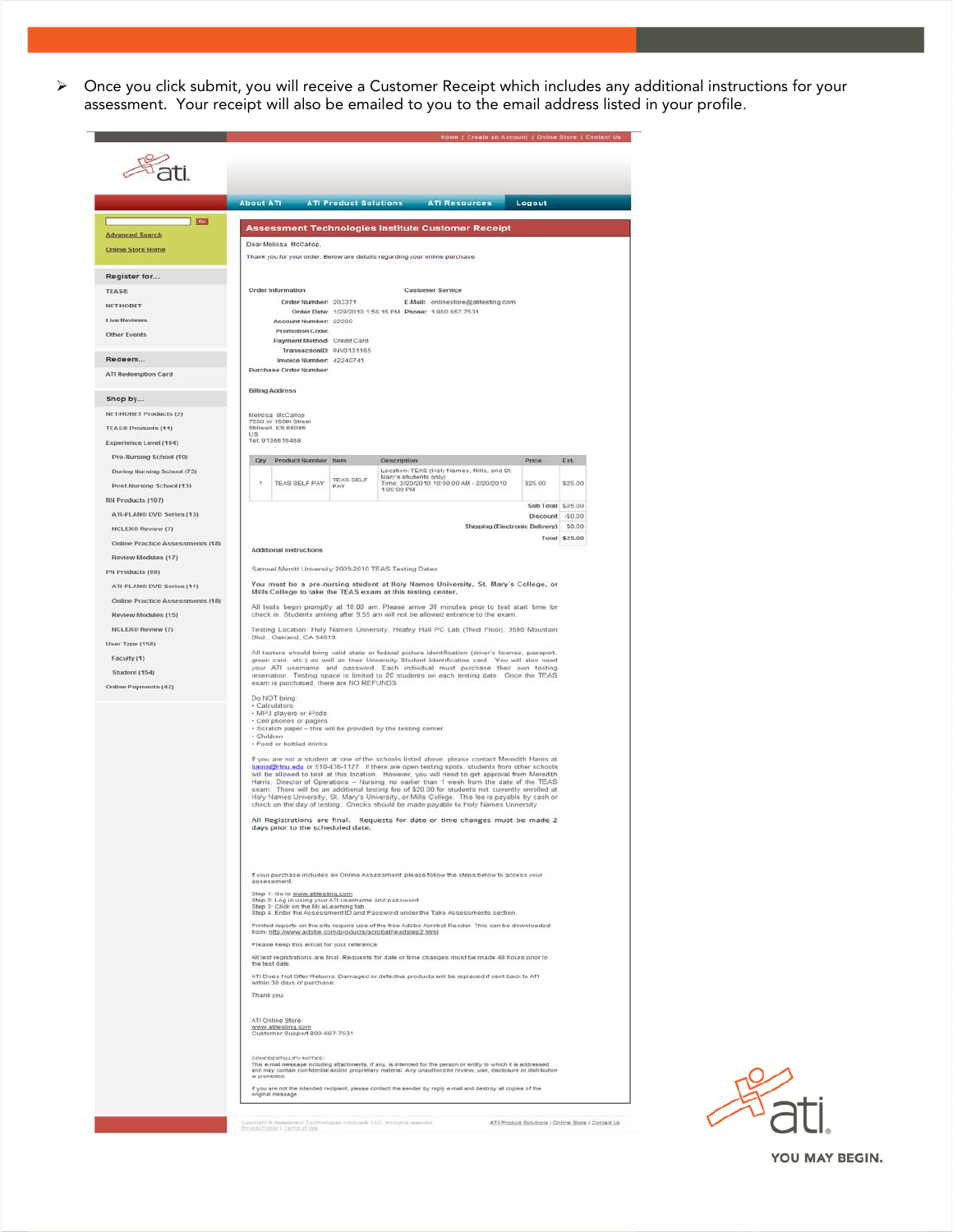- Once you click submit, you will receive a Customer Receipt which includes any additional instructions for your assessment. Your receipt will also be emailed to you to the email address listed in your profile.

Home | Create an Account | Online Store | Contact Us

ati.

About ATI | ATI Product Solutions | ATI Resources | Logout

Go

Advanced Search

Online Store Home

**Register for...**

TEAS®

NETHOBET

Live Reviews

Other Events

**Redeem...**

ATI Redemption Card

**Shop by...**

NETHOBET Products (2)

TEAS® Products (11)

Experience Level (194)

Pre-Nursing School (10)

During Nursing School (73)

Post Nursing School (13)

RN Products (107)

ATI-PLAN® DVD Series (13)

NCLEX® Review (7)

Online Practice Assessments (18)

Review Modules (17)

PN Products (99)

ATI-PLAN® DVD Series (11)

Online Practice Assessments (18)

Review Modules (15)

NCLEX® Review (7)

User Type (158)

Faculty (1)

Student (154)

Online Payments (42)

## Assessment Technologies Institute Customer Receipt

Dear Melissa McCallop,

Thank you for your order. Below are details regarding your online purchase.

**Order Information**

Order Number: 203371
Order Date: 1/29/2010 1:56:16 PM
Account Number: 22200
Promotion Code:
Payment Method: Credit Card
TransactionID: INV0131165
Invoice Number: 42240741
Purchase Order Number:

**Customer Service**

E-Mail: onlinestore@atitesting.com
Phone: 1.800.667.7531

**Billing Address**

Melissa McCallop
7500 W 160th Street
Stillwell, KS 66085
US
Tel: 9136615488

| Qty | Product Number | Item | Description | Price | Ext. |
|---|---|---|---|---|---|
| 1 | TEAS SELF PAY | TEAS SELF PAY | Location: TEAS (Holy Names, Mills, and St Mary's students only) Time: 2/20/2010 10:00:00 AM - 2/20/2010 1:00:00 PM | $25.00 | $25.00 |
| | | | | Sub Total | $25.00 |
| | | | | Discount | -$0.00 |
| | | | | Shipping (Electronic Delivery) | $0.00 |
| | | | | Total | $25.00 |

**Additional Instructions**

Samuel Merritt University 2009-2010 TEAS Testing Dates

You must be a pre-nursing student at Holy Names University, St. Mary's College, or Mills College to take the TEAS exam at this testing center.

All tests begin promptly at 10:00 am. Please arrive 30 minutes prior to test start time for check in. Students arriving after 9:55 am will not be allowed entrance to the exam.

Testing Location: Holy Names University, Heafey Hall PC Lab (Third Floor), 3500 Mountain Blvd., Oakland, CA 94619.

All testers should bring valid state or federal picture identification (driver's license, passport, green card, etc.) as well as their University Student Identification card. You will also need your ATI username and password. Each individual must purchase their own testing reservation. Testing space is limited to 20 students on each testing date. Once the TEAS exam is purchased, there are NO REFUNDS.

Do NOT bring:
- Calculators
- MP3 players or iPods
- Cell phones or pagers
- Scratch paper – this will be provided by the testing center
- Children
- Food or bottled drinks

If you are not a student at one of the schools listed above, please contact Meredith Harris at harris@hnu.edu or 510-436-1127. If there are open testing spots, students from other schools will be allowed to test at this location. However, you will need to get approval from Meredith Harris, Director of Operations – Nursing, no earlier than 1 week from the date of the TEAS exam. There will be an additional testing fee of $20.00 for students not currently enrolled at Holy Names University, St. Mary's University, or Mills College. This fee is payable by cash or check on the day of testing. Checks should be made payable to Holy Names University.

All Registrations are final. Requests for date or time changes must be made 2 days prior to the scheduled date.

If your purchase includes an Online Assessment please follow the steps below to access your assessment.

Step 1: Go to www.atitesting.com
Step 2: Log in using your ATI username and password
Step 3: Click on the My eLearning tab.
Step 4: Enter the Assessment ID and Password under the Take Assessments section.

Printed reports on the site require use of the free Adobe Acrobat Reader. This can be downloaded from: http://www.adobe.com/products/acrobat/readstep2.html

Please keep this email for your reference.

All test registrations are final. Requests for date or time changes must be made 48 hours prior to the test date.

ATI Does Not Offer Returns. Damaged or defective products will be replaced if sent back to ATI within 30 days of purchase.

Thank you.

ATI Online Store
www.atitesting.com
Customer Support 800-667-7531

CONFIDENTIALITY NOTICE:
This e-mail message including attachments, if any, is intended for the person or entity to which it is addressed and may contain confidential and/or proprietary material. Any unauthorized review, use, disclosure or distribution is prohibited.

If you are not the intended recipient, please contact the sender by reply e-mail and destroy all copies of the original message.

Copyright © Assessment Technologies Institute®, LLC. All rights reserved.
Privacy Policy | Terms of Use

ATI Product Solutions | Online Store | Contact Us

ati. YOU MAY BEGIN.